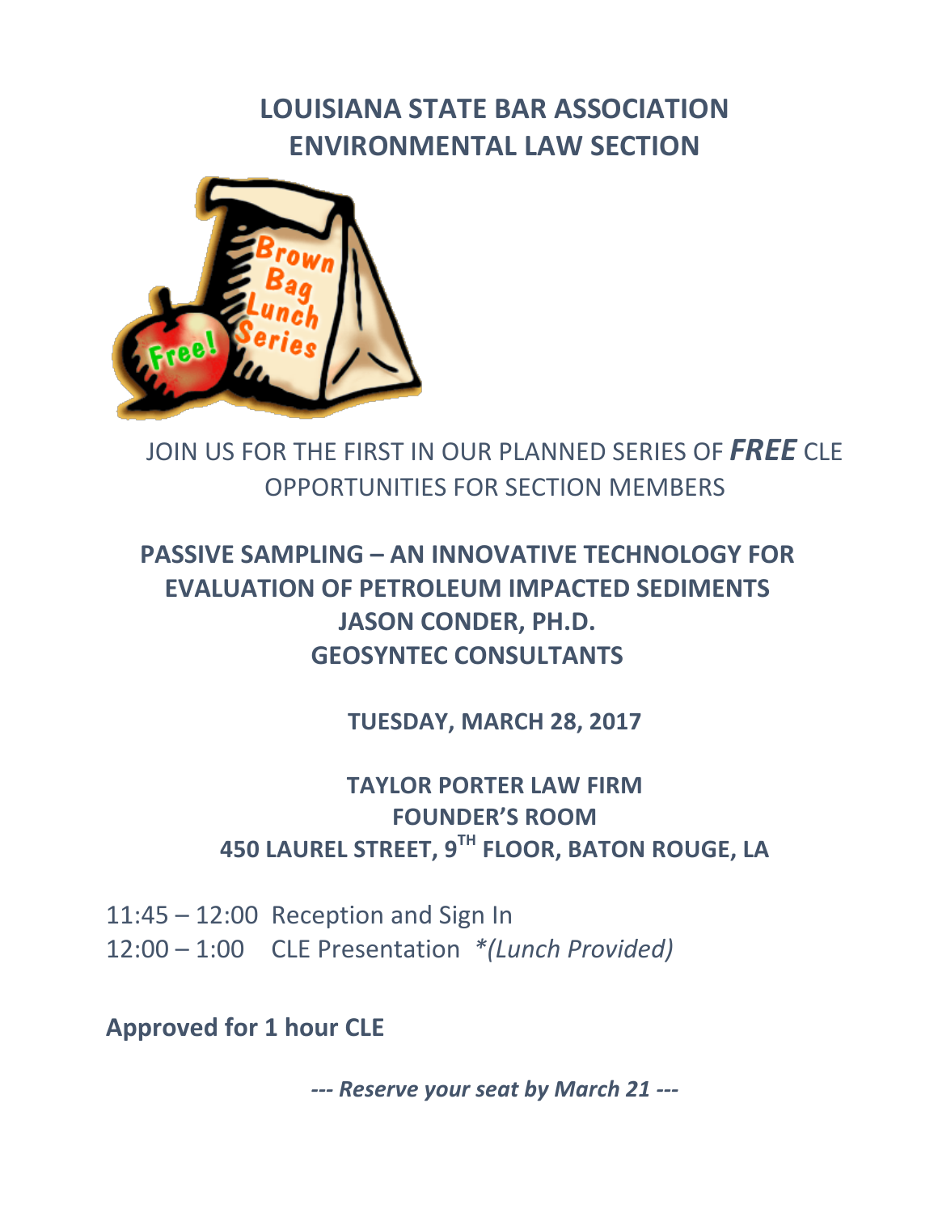# LOUISIANA STATE BAR ASSOCIATION
# ENVIRONMENTAL LAW SECTION

JOIN US FOR THE FIRST IN OUR PLANNED SERIES OF ***FREE*** CLE OPPORTUNITIES FOR SECTION MEMBERS

## PASSIVE SAMPLING – AN INNOVATIVE TECHNOLOGY FOR EVALUATION OF PETROLEUM IMPACTED SEDIMENTS

**JASON CONDER, PH.D.**
**GEOSYNTEC CONSULTANTS**

**TUESDAY, MARCH 28, 2017**

**TAYLOR PORTER LAW FIRM**
**FOUNDER'S ROOM**
**450 LAUREL STREET, 9TH FLOOR, BATON ROUGE, LA**

11:45 – 12:00 Reception and Sign In
12:00 – 1:00 CLE Presentation *\*(Lunch Provided)*

**Approved for 1 hour CLE**

***--- Reserve your seat by March 21 ---***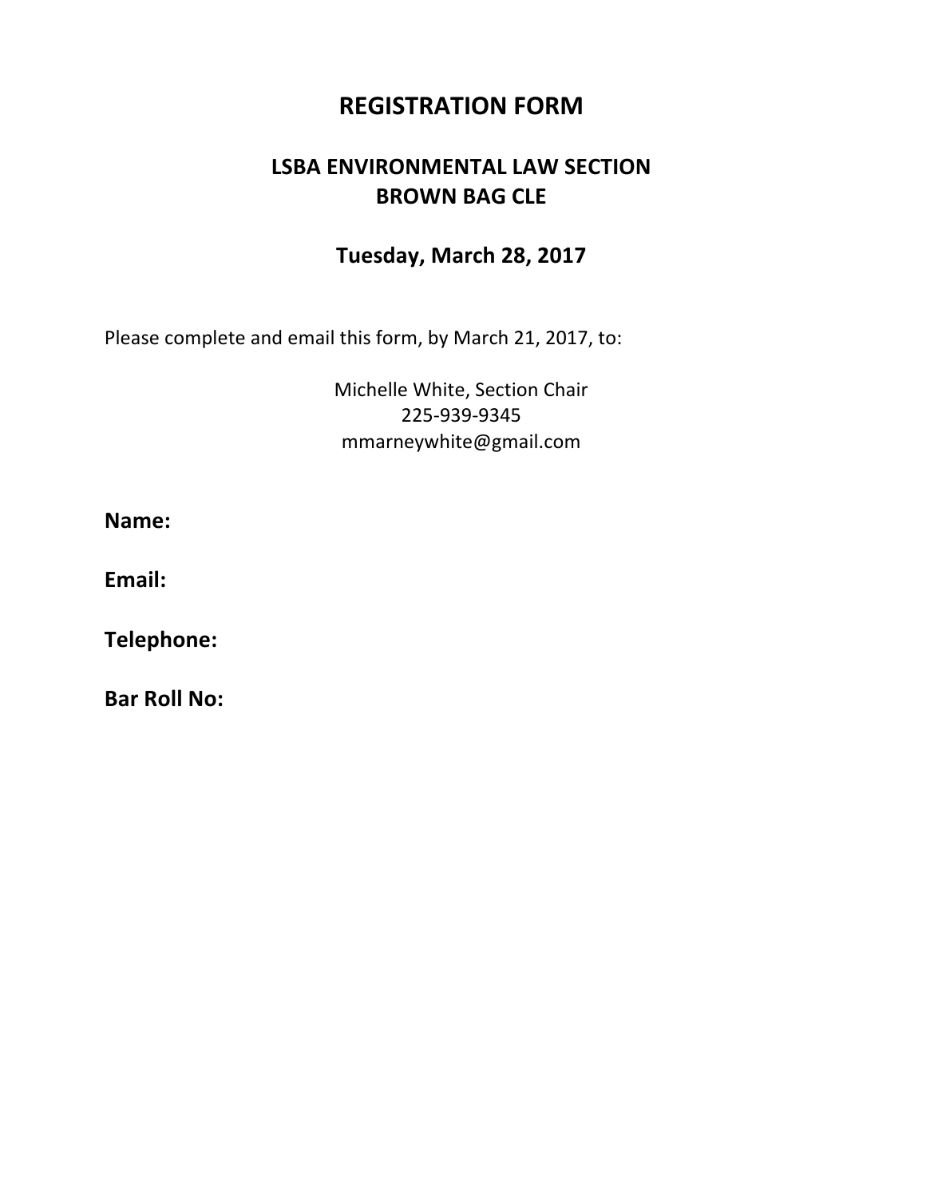# REGISTRATION FORM

## LSBA ENVIRONMENTAL LAW SECTION
## BROWN BAG CLE

### Tuesday, March 28, 2017

Please complete and email this form, by March 21, 2017, to:

Michelle White, Section Chair
225-939-9345
mmarneywhite@gmail.com

**Name:**

**Email:**

**Telephone:**

**Bar Roll No:**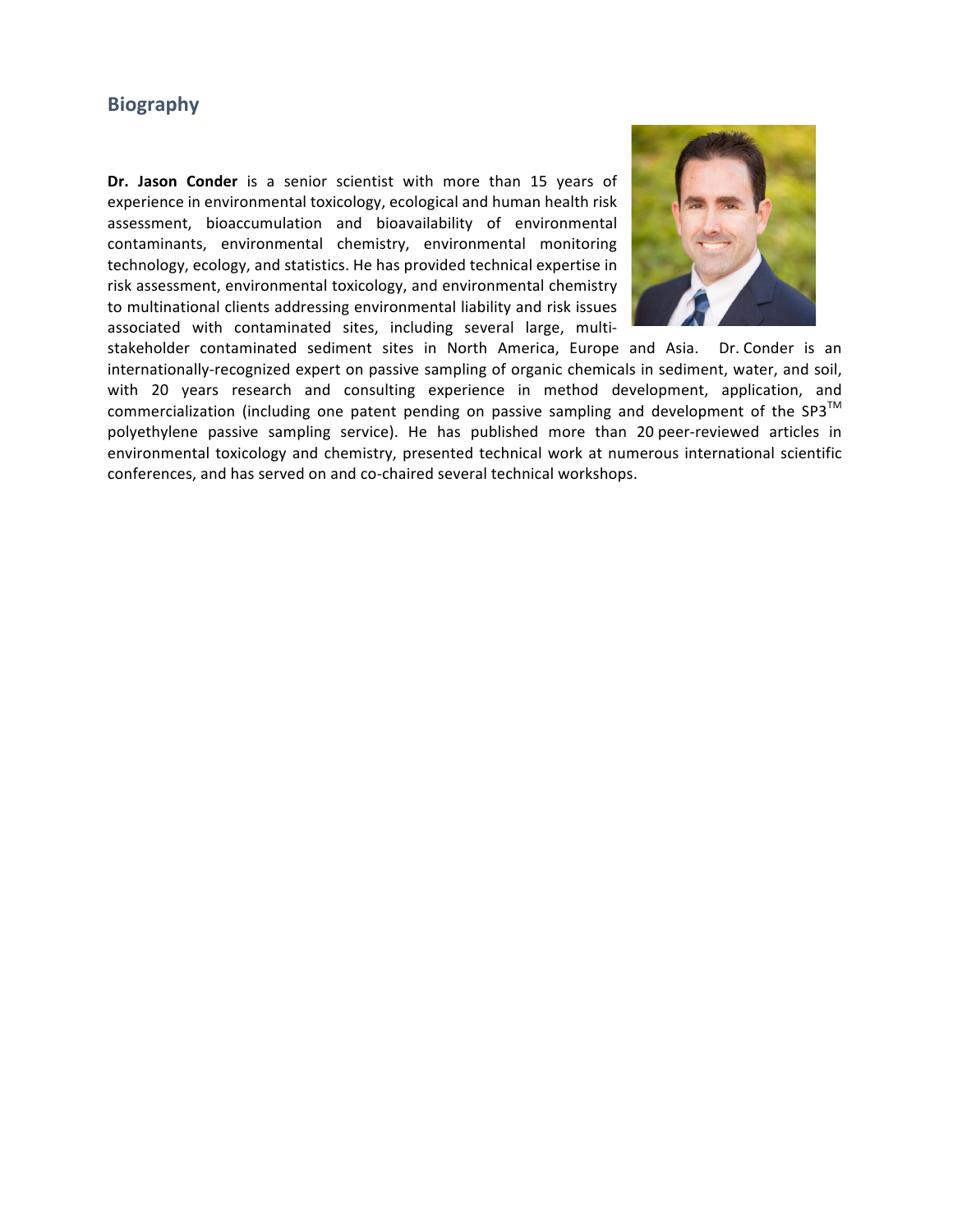## Biography

**Dr. Jason Conder** is a senior scientist with more than 15 years of experience in environmental toxicology, ecological and human health risk assessment, bioaccumulation and bioavailability of environmental contaminants, environmental chemistry, environmental monitoring technology, ecology, and statistics. He has provided technical expertise in risk assessment, environmental toxicology, and environmental chemistry to multinational clients addressing environmental liability and risk issues associated with contaminated sites, including several large, multi-stakeholder contaminated sediment sites in North America, Europe and Asia. Dr. Conder is an internationally-recognized expert on passive sampling of organic chemicals in sediment, water, and soil, with 20 years research and consulting experience in method development, application, and commercialization (including one patent pending on passive sampling and development of the SP3™ polyethylene passive sampling service). He has published more than 20 peer-reviewed articles in environmental toxicology and chemistry, presented technical work at numerous international scientific conferences, and has served on and co-chaired several technical workshops.